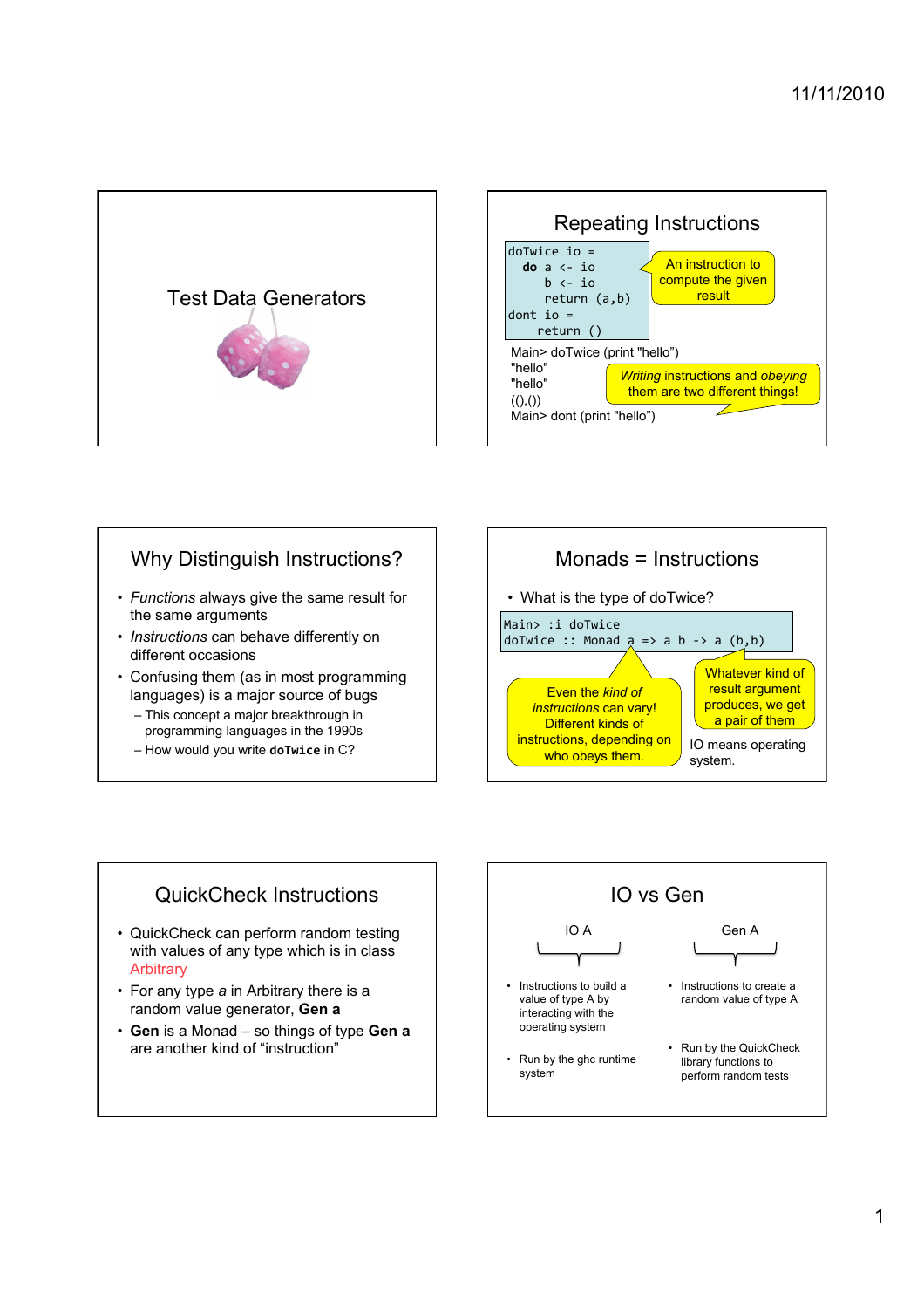## Test Data Generators

## Repeating Instructions

```
doTwice io =
  do a <- io
     b <- io
     return (a,b)
dont io =
    return ()
```

An instruction to compute the given result

Main> doTwice (print "hello")
"hello"
"hello"
((),())
Main> dont (print "hello")

*Writing* instructions and *obeying* them are two different things!

## Why Distinguish Instructions?

- *Functions* always give the same result for the same arguments
- *Instructions* can behave differently on different occasions
- Confusing them (as in most programming languages) is a major source of bugs
  - This concept a major breakthrough in programming languages in the 1990s
  - How would you write **doTwice** in C?

## Monads = Instructions

- What is the type of doTwice?

```
Main> :i doTwice
doTwice :: Monad a => a b -> a (b,b)
```

Even the *kind of instructions* can vary! Different kinds of instructions, depending on who obeys them.

Whatever kind of result argument produces, we get a pair of them

IO means operating system.

## QuickCheck Instructions

- QuickCheck can perform random testing with values of any type which is in class Arbitrary
- For any type *a* in Arbitrary there is a random value generator, **Gen a**
- **Gen** is a Monad – so things of type **Gen a** are another kind of "instruction"

## IO vs Gen

**IO A**

- Instructions to build a value of type A by interacting with the operating system
- Run by the ghc runtime system

**Gen A**

- Instructions to create a random value of type A
- Run by the QuickCheck library functions to perform random tests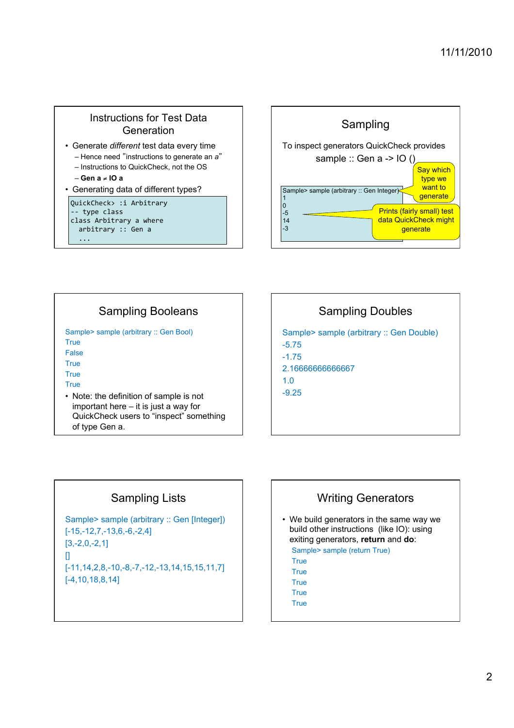## Instructions for Test Data Generation

- Generate *different* test data every time
  - Hence need "instructions to generate an *a*"
  - Instructions to QuickCheck, not the OS
  - **Gen a ≠ IO a**
- Generating data of different types?

```
QuickCheck> :i Arbitrary
-- type class
class Arbitrary a where
  arbitrary :: Gen a
  ...
```

## Sampling

To inspect generators QuickCheck provides

sample :: Gen a -> IO ()

```
Sample> sample (arbitrary :: Gen Integer)
1
0
-5
14
-3
```

Say which type we want to generate

Prints (fairly small) test data QuickCheck might generate

## Sampling Booleans

```
Sample> sample (arbitrary :: Gen Bool)
True
False
True
True
True
```

- Note: the definition of sample is not important here – it is just a way for QuickCheck users to "inspect" something of type Gen a.

## Sampling Doubles

```
Sample> sample (arbitrary :: Gen Double)
-5.75
-1.75
2.16666666666667
1.0
-9.25
```

## Sampling Lists

```
Sample> sample (arbitrary :: Gen [Integer])
[-15,-12,7,-13,6,-6,-2,4]
[3,-2,0,-2,1]
[]
[-11,14,2,8,-10,-8,-7,-12,-13,14,15,15,11,7]
[-4,10,18,8,14]
```

## Writing Generators

- We build generators in the same way we build other instructions (like IO): using exiting generators, **return** and **do**:

```
Sample> sample (return True)
True
True
True
True
True
```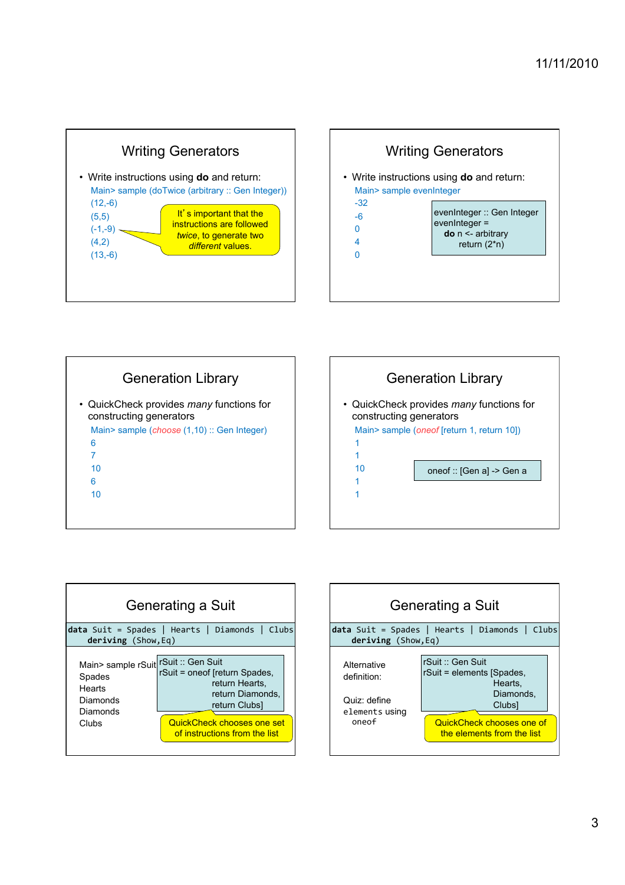## Writing Generators

- Write instructions using **do** and return:

```
Main> sample (doTwice (arbitrary :: Gen Integer))
(12,-6)
(5,5)
(-1,-9)
(4,2)
(13,-6)
```

It's important that the instructions are followed *twice*, to generate two *different* values.

## Writing Generators

- Write instructions using **do** and return:

```
Main> sample evenInteger
-32
-6
0
4
0
```

```
evenInteger :: Gen Integer
evenInteger =
  do n <- arbitrary
     return (2*n)
```

## Generation Library

- QuickCheck provides *many* functions for constructing generators

```
Main> sample (choose (1,10) :: Gen Integer)
6
7
10
6
10
```

## Generation Library

- QuickCheck provides *many* functions for constructing generators

```
Main> sample (oneof [return 1, return 10])
1
1
10
1
1
```

```
oneof :: [Gen a] -> Gen a
```

## Generating a Suit

```
data Suit = Spades | Hearts | Diamonds | Clubs
  deriving (Show,Eq)
```

```
Main> sample rSuit
Spades
Hearts
Diamonds
Diamonds
Clubs
```

```
rSuit :: Gen Suit
rSuit = oneof [return Spades,
               return Hearts,
               return Diamonds,
               return Clubs]
```

QuickCheck chooses one set of instructions from the list

## Generating a Suit

```
data Suit = Spades | Hearts | Diamonds | Clubs
  deriving (Show,Eq)
```

Alternative definition:

```
rSuit :: Gen Suit
rSuit = elements [Spades,
                  Hearts,
                  Diamonds,
                  Clubs]
```

QuickCheck chooses one of the elements from the list

Quiz: define `elements` using `oneof`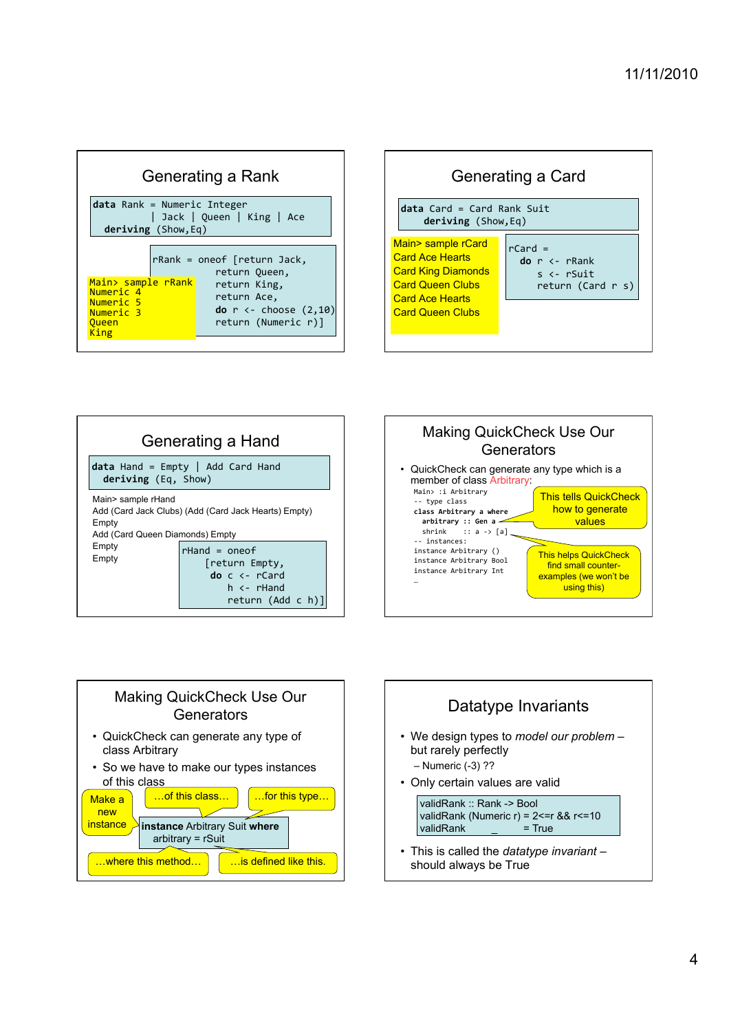## Generating a Rank

```haskell
data Rank = Numeric Integer
          | Jack | Queen | King | Ace
  deriving (Show,Eq)
```

```haskell
rRank = oneof [return Jack,
               return Queen,
               return King,
               return Ace,
               do r <- choose (2,10)
                  return (Numeric r)]
```

```
Main> sample rRank
Numeric 4
Numeric 5
Numeric 3
Queen
King
```

## Generating a Card

```haskell
data Card = Card Rank Suit
  deriving (Show,Eq)
```

```
Main> sample rCard
Card Ace Hearts
Card King Diamonds
Card Queen Clubs
Card Ace Hearts
Card Queen Clubs
```

```haskell
rCard =
  do r <- rRank
     s <- rSuit
     return (Card r s)
```

## Generating a Hand

```haskell
data Hand = Empty | Add Card Hand
  deriving (Eq, Show)
```

```
Main> sample rHand
Add (Card Jack Clubs) (Add (Card Jack Hearts) Empty)
Empty
Add (Card Queen Diamonds) Empty
Empty
Empty
```

```haskell
rHand = oneof
    [return Empty,
     do c <- rCard
        h <- rHand
        return (Add c h)]
```

## Making QuickCheck Use Our Generators

- QuickCheck can generate any type which is a member of class Arbitrary:

```
Main> :i Arbitrary
-- type class
class Arbitrary a where
  arbitrary :: Gen a
  shrink    :: a -> [a]
-- instances:
instance Arbitrary ()
instance Arbitrary Bool
instance Arbitrary Int
…
```

- This tells QuickCheck how to generate values
- This helps QuickCheck find small counter-examples (we won't be using this)

## Making QuickCheck Use Our Generators

- QuickCheck can generate any type of class Arbitrary
- So we have to make our types instances of this class

```haskell
instance Arbitrary Suit where
  arbitrary = rSuit
```

Make a new instance …of this class… …for this type… …where this method… …is defined like this.

## Datatype Invariants

- We design types to *model our problem* – but rarely perfectly
  - Numeric (-3) ??
- Only certain values are valid

```haskell
validRank :: Rank -> Bool
validRank (Numeric r) = 2<=r && r<=10
validRank _           = True
```

- This is called the *datatype invariant* – should always be True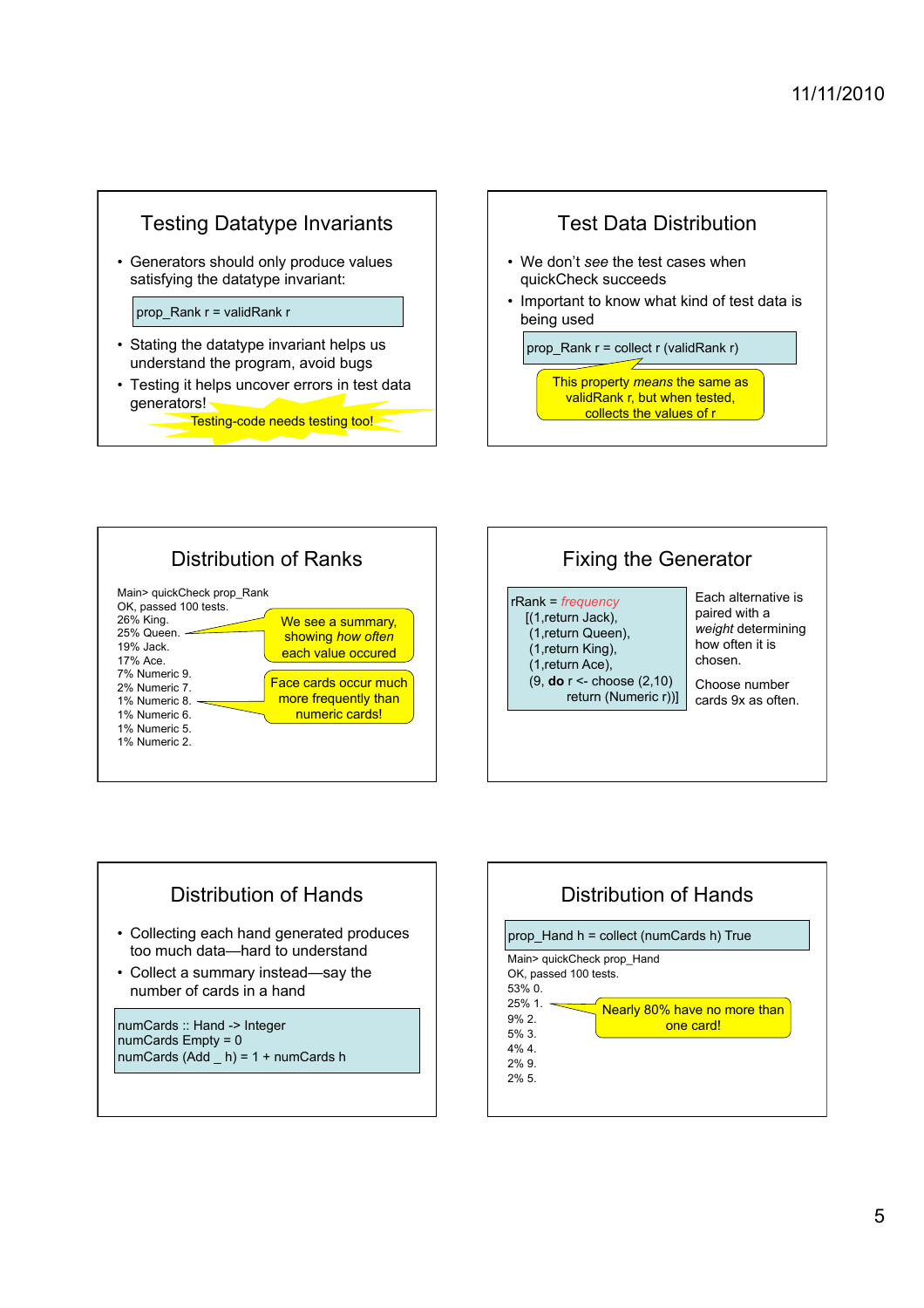## Testing Datatype Invariants

- Generators should only produce values satisfying the datatype invariant:

```
prop_Rank r = validRank r
```

- Stating the datatype invariant helps us understand the program, avoid bugs
- Testing it helps uncover errors in test data generators!

Testing-code needs testing too!

## Test Data Distribution

- We don't *see* the test cases when quickCheck succeeds
- Important to know what kind of test data is being used

```
prop_Rank r = collect r (validRank r)
```

This property *means* the same as validRank r, but when tested, collects the values of r

## Distribution of Ranks

```
Main> quickCheck prop_Rank
OK, passed 100 tests.
26% King.
25% Queen.
19% Jack.
17% Ace.
7% Numeric 9.
2% Numeric 7.
1% Numeric 8.
1% Numeric 6.
1% Numeric 5.
1% Numeric 2.
```

We see a summary, showing *how often* each value occured

Face cards occur much more frequently than numeric cards!

## Fixing the Generator

```
rRank = frequency
  [(1,return Jack),
   (1,return Queen),
   (1,return King),
   (1,return Ace),
   (9, do r <- choose (2,10)
          return (Numeric r))]
```

Each alternative is paired with a *weight* determining how often it is chosen.

Choose number cards 9x as often.

## Distribution of Hands

- Collecting each hand generated produces too much data—hard to understand
- Collect a summary instead—say the number of cards in a hand

```
numCards :: Hand -> Integer
numCards Empty = 0
numCards (Add _ h) = 1 + numCards h
```

## Distribution of Hands

```
prop_Hand h = collect (numCards h) True
```

```
Main> quickCheck prop_Hand
OK, passed 100 tests.
53% 0.
25% 1.
9% 2.
5% 3.
4% 4.
2% 9.
2% 5.
```

Nearly 80% have no more than one card!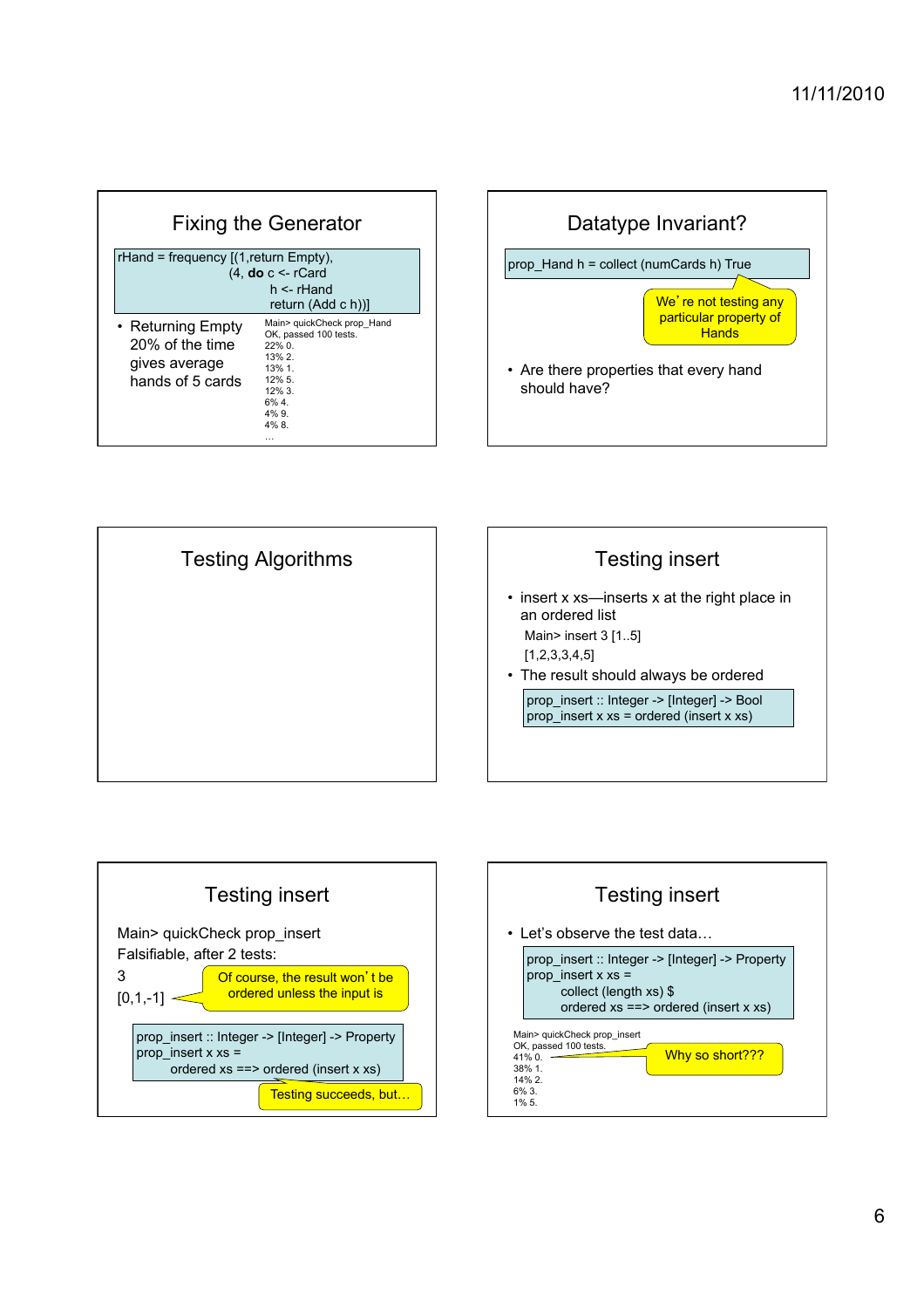## Fixing the Generator

```
rHand = frequency [(1,return Empty),
                   (4, do c <- rCard
                          h <- rHand
                          return (Add c h))]
```

- Returning Empty 20% of the time gives average hands of 5 cards

```
Main> quickCheck prop_Hand
OK, passed 100 tests.
22% 0.
13% 2.
13% 1.
12% 5.
12% 3.
6% 4.
4% 9.
4% 8.
…
```

## Datatype Invariant?

```
prop_Hand h = collect (numCards h) True
```

We're not testing any particular property of Hands

- Are there properties that every hand should have?

## Testing Algorithms

## Testing insert

- insert x xs—inserts x at the right place in an ordered list

```
Main> insert 3 [1..5]
[1,2,3,3,4,5]
```

- The result should always be ordered

```
prop_insert :: Integer -> [Integer] -> Bool
prop_insert x xs = ordered (insert x xs)
```

## Testing insert

```
Main> quickCheck prop_insert
Falsifiable, after 2 tests:
3
[0,1,-1]
```

Of course, the result won't be ordered unless the input is

```
prop_insert :: Integer -> [Integer] -> Property
prop_insert x xs =
    ordered xs ==> ordered (insert x xs)
```

Testing succeeds, but…

## Testing insert

- Let's observe the test data…

```
prop_insert :: Integer -> [Integer] -> Property
prop_insert x xs =
    collect (length xs) $
    ordered xs ==> ordered (insert x xs)
```

```
Main> quickCheck prop_insert
OK, passed 100 tests.
41% 0.
38% 1.
14% 2.
6% 3.
1% 5.
```

Why so short???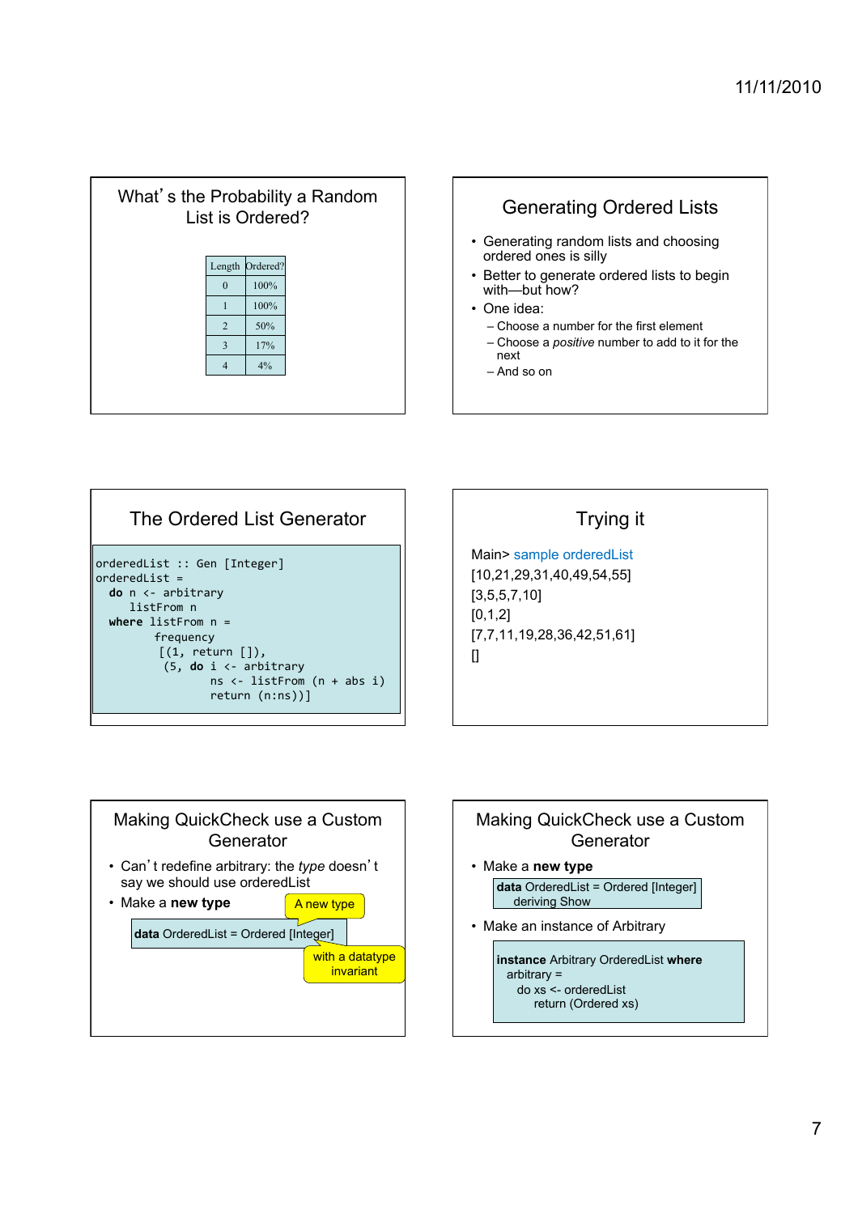## What's the Probability a Random List is Ordered?

| Length | Ordered? |
|---|---|
| 0 | 100% |
| 1 | 100% |
| 2 | 50% |
| 3 | 17% |
| 4 | 4% |

## Generating Ordered Lists

- Generating random lists and choosing ordered ones is silly
- Better to generate ordered lists to begin with—but how?
- One idea:
  - Choose a number for the first element
  - Choose a *positive* number to add to it for the next
  - And so on

## The Ordered List Generator

```
orderedList :: Gen [Integer]
orderedList =
  do n <- arbitrary
     listFrom n
  where listFrom n =
          frequency
           [(1, return []),
            (5, do i <- arbitrary
                   ns <- listFrom (n + abs i)
                   return (n:ns))]
```

## Trying it

```
Main> sample orderedList
[10,21,29,31,40,49,54,55]
[3,5,5,7,10]
[0,1,2]
[7,7,11,19,28,36,42,51,61]
[]
```

## Making QuickCheck use a Custom Generator

- Can't redefine arbitrary: the *type* doesn't say we should use orderedList
- Make a **new type**

```
data OrderedList = Ordered [Integer]
```

A new type

with a datatype invariant

## Making QuickCheck use a Custom Generator

- Make a **new type**

```
data OrderedList = Ordered [Integer]
  deriving Show
```

- Make an instance of Arbitrary

```
instance Arbitrary OrderedList where
  arbitrary =
    do xs <- orderedList
       return (Ordered xs)
```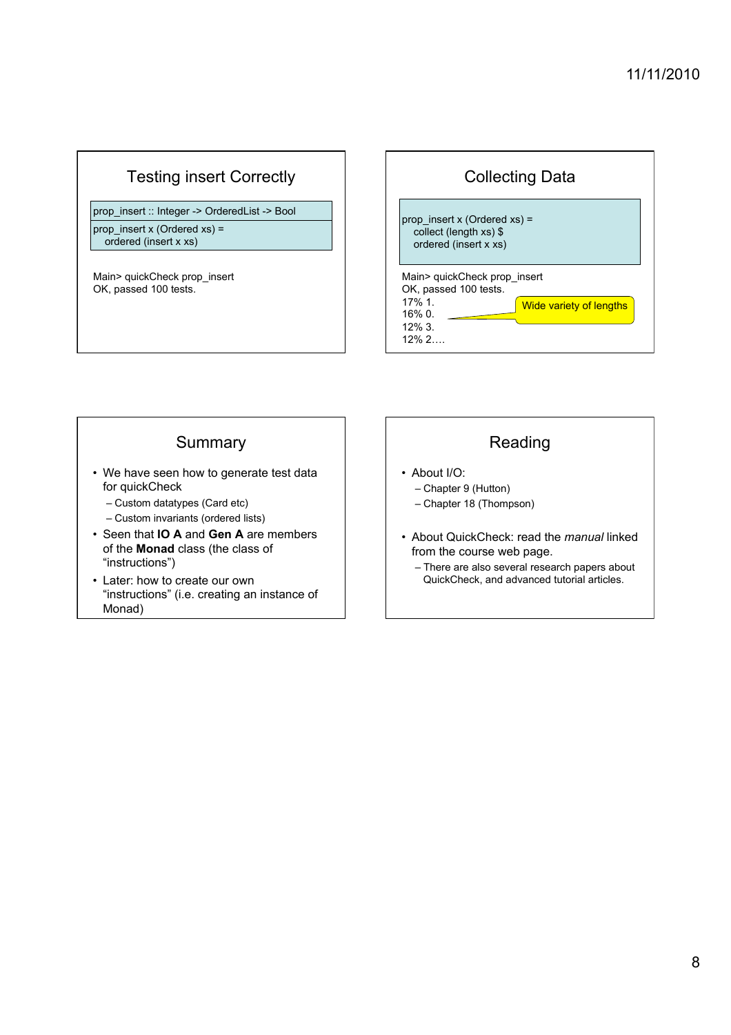## Testing insert Correctly

```
prop_insert :: Integer -> OrderedList -> Bool
prop_insert x (Ordered xs) =
   ordered (insert x xs)
```

```
Main> quickCheck prop_insert
OK, passed 100 tests.
```

## Collecting Data

```
prop_insert x (Ordered xs) =
   collect (length xs) $
   ordered (insert x xs)
```

```
Main> quickCheck prop_insert
OK, passed 100 tests.
17% 1.
16% 0.
12% 3.
12% 2….
```

Wide variety of lengths

## Summary

- We have seen how to generate test data for quickCheck
  - Custom datatypes (Card etc)
  - Custom invariants (ordered lists)
- Seen that **IO A** and **Gen A** are members of the **Monad** class (the class of "instructions")
- Later: how to create our own "instructions" (i.e. creating an instance of Monad)

## Reading

- About I/O:
  - Chapter 9 (Hutton)
  - Chapter 18 (Thompson)
- About QuickCheck: read the *manual* linked from the course web page.
  - There are also several research papers about QuickCheck, and advanced tutorial articles.